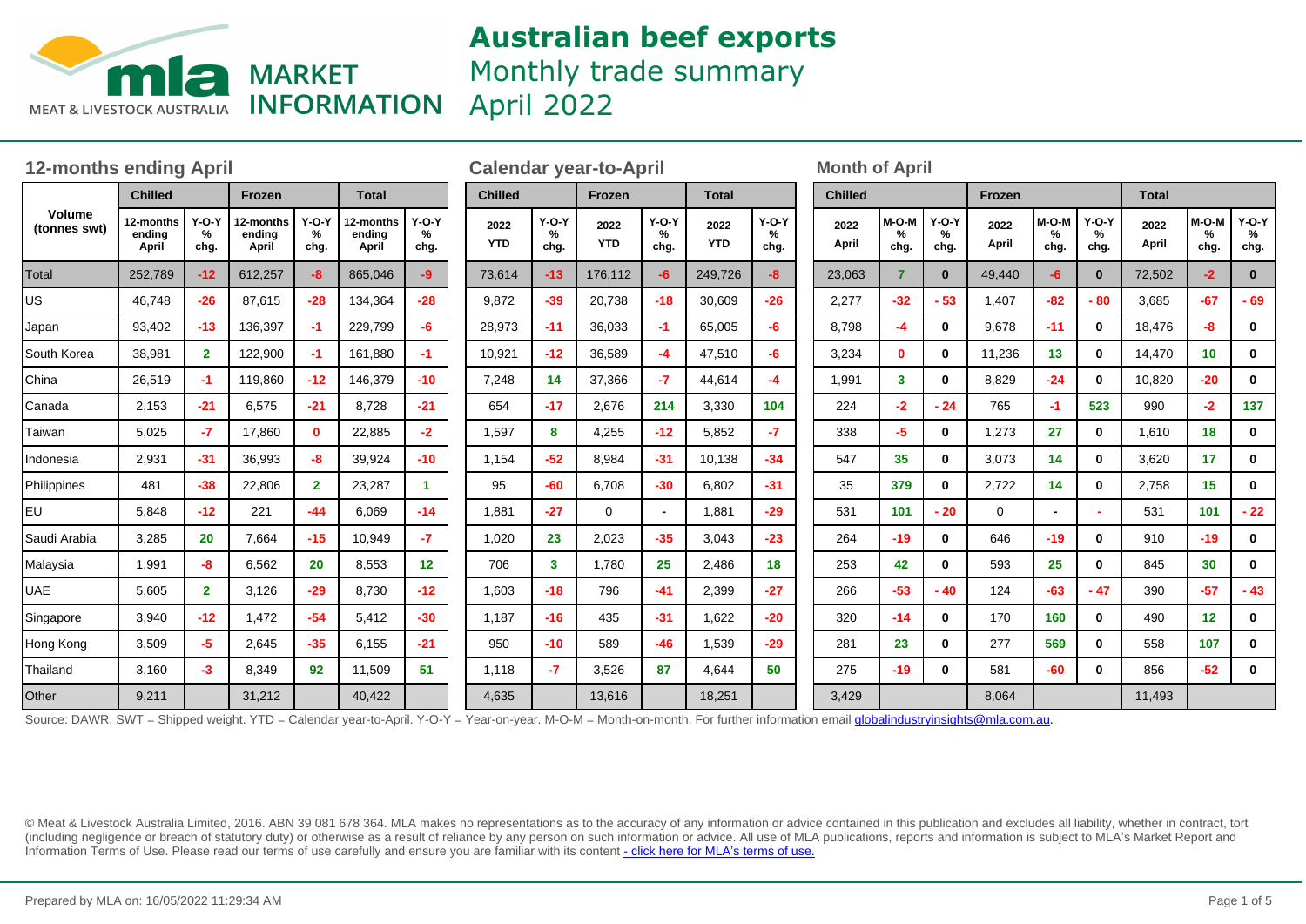# Australian beef exports
## Monthly trade summary
## April 2022

MLA MARKET INFORMATION

### 12-months ending April

| Volume (tonnes swt) | Chilled | | Frozen | | Total | |
|---|---|---|---|---|---|---|
| | 12-months ending April | Y-O-Y % chg. | 12-months ending April | Y-O-Y % chg. | 12-months ending April | Y-O-Y % chg. |
| Total | 252,789 | -12 | 612,257 | -8 | 865,046 | -9 |
| US | 46,748 | -26 | 87,615 | -28 | 134,364 | -28 |
| Japan | 93,402 | -13 | 136,397 | -1 | 229,799 | -6 |
| South Korea | 38,981 | 2 | 122,900 | -1 | 161,880 | -1 |
| China | 26,519 | -1 | 119,860 | -12 | 146,379 | -10 |
| Canada | 2,153 | -21 | 6,575 | -21 | 8,728 | -21 |
| Taiwan | 5,025 | -7 | 17,860 | 0 | 22,885 | -2 |
| Indonesia | 2,931 | -31 | 36,993 | -8 | 39,924 | -10 |
| Philippines | 481 | -38 | 22,806 | 2 | 23,287 | 1 |
| EU | 5,848 | -12 | 221 | -44 | 6,069 | -14 |
| Saudi Arabia | 3,285 | 20 | 7,664 | -15 | 10,949 | -7 |
| Malaysia | 1,991 | -8 | 6,562 | 20 | 8,553 | 12 |
| UAE | 5,605 | 2 | 3,126 | -29 | 8,730 | -12 |
| Singapore | 3,940 | -12 | 1,472 | -54 | 5,412 | -30 |
| Hong Kong | 3,509 | -5 | 2,645 | -35 | 6,155 | -21 |
| Thailand | 3,160 | -3 | 8,349 | 92 | 11,509 | 51 |
| Other | 9,211 | | 31,212 | | 40,422 | |

### Calendar year-to-April

| Volume (tonnes swt) | Chilled | | Frozen | | Total | |
|---|---|---|---|---|---|---|
| | 2022 YTD | Y-O-Y % chg. | 2022 YTD | Y-O-Y % chg. | 2022 YTD | Y-O-Y % chg. |
| Total | 73,614 | -13 | 176,112 | -6 | 249,726 | -8 |
| US | 9,872 | -39 | 20,738 | -18 | 30,609 | -26 |
| Japan | 28,973 | -11 | 36,033 | -1 | 65,005 | -6 |
| South Korea | 10,921 | -12 | 36,589 | -4 | 47,510 | -6 |
| China | 7,248 | 14 | 37,366 | -7 | 44,614 | -4 |
| Canada | 654 | -17 | 2,676 | 214 | 3,330 | 104 |
| Taiwan | 1,597 | 8 | 4,255 | -12 | 5,852 | -7 |
| Indonesia | 1,154 | -52 | 8,984 | -31 | 10,138 | -34 |
| Philippines | 95 | -60 | 6,708 | -30 | 6,802 | -31 |
| EU | 1,881 | -27 | 0 | - | 1,881 | -29 |
| Saudi Arabia | 1,020 | 23 | 2,023 | -35 | 3,043 | -23 |
| Malaysia | 706 | 3 | 1,780 | 25 | 2,486 | 18 |
| UAE | 1,603 | -18 | 796 | -41 | 2,399 | -27 |
| Singapore | 1,187 | -16 | 435 | -31 | 1,622 | -20 |
| Hong Kong | 950 | -10 | 589 | -46 | 1,539 | -29 |
| Thailand | 1,118 | -7 | 3,526 | 87 | 4,644 | 50 |
| Other | 4,635 | | 13,616 | | 18,251 | |

### Month of April

| Volume (tonnes swt) | Chilled | | | Frozen | | | Total | | |
|---|---|---|---|---|---|---|---|---|---|
| | 2022 April | M-O-M % chg. | Y-O-Y % chg. | 2022 April | M-O-M % chg. | Y-O-Y % chg. | 2022 April | M-O-M % chg. | Y-O-Y % chg. |
| Total | 23,063 | 7 | 0 | 49,440 | -6 | 0 | 72,502 | -2 | 0 |
| US | 2,277 | -32 | - 53 | 1,407 | -82 | - 80 | 3,685 | -67 | - 69 |
| Japan | 8,798 | -4 | 0 | 9,678 | -11 | 0 | 18,476 | -8 | 0 |
| South Korea | 3,234 | 0 | 0 | 11,236 | 13 | 0 | 14,470 | 10 | 0 |
| China | 1,991 | 3 | 0 | 8,829 | -24 | 0 | 10,820 | -20 | 0 |
| Canada | 224 | -2 | - 24 | 765 | -1 | 523 | 990 | -2 | 137 |
| Taiwan | 338 | -5 | 0 | 1,273 | 27 | 0 | 1,610 | 18 | 0 |
| Indonesia | 547 | 35 | 0 | 3,073 | 14 | 0 | 3,620 | 17 | 0 |
| Philippines | 35 | 379 | 0 | 2,722 | 14 | 0 | 2,758 | 15 | 0 |
| EU | 531 | 101 | - 20 | 0 | - | - | 531 | 101 | - 22 |
| Saudi Arabia | 264 | -19 | 0 | 646 | -19 | 0 | 910 | -19 | 0 |
| Malaysia | 253 | 42 | 0 | 593 | 25 | 0 | 845 | 30 | 0 |
| UAE | 266 | -53 | - 40 | 124 | -63 | - 47 | 390 | -57 | - 43 |
| Singapore | 320 | -14 | 0 | 170 | 160 | 0 | 490 | 12 | 0 |
| Hong Kong | 281 | 23 | 0 | 277 | 569 | 0 | 558 | 107 | 0 |
| Thailand | 275 | -19 | 0 | 581 | -60 | 0 | 856 | -52 | 0 |
| Other | 3,429 | | | 8,064 | | | 11,493 | | |

Source: DAWR. SWT = Shipped weight. YTD = Calendar year-to-April. Y-O-Y = Year-on-year. M-O-M = Month-on-month. For further information email globalindustryinsights@mla.com.au.

© Meat & Livestock Australia Limited, 2016. ABN 39 081 678 364. MLA makes no representations as to the accuracy of any information or advice contained in this publication and excludes all liability, whether in contract, tort (including negligence or breach of statutory duty) or otherwise as a result of reliance by any person on such information or advice. All use of MLA publications, reports and information is subject to MLA's Market Report and Information Terms of Use. Please read our terms of use carefully and ensure you are familiar with its content - click here for MLA's terms of use.

Prepared by MLA on: 16/05/2022 11:29:34 AM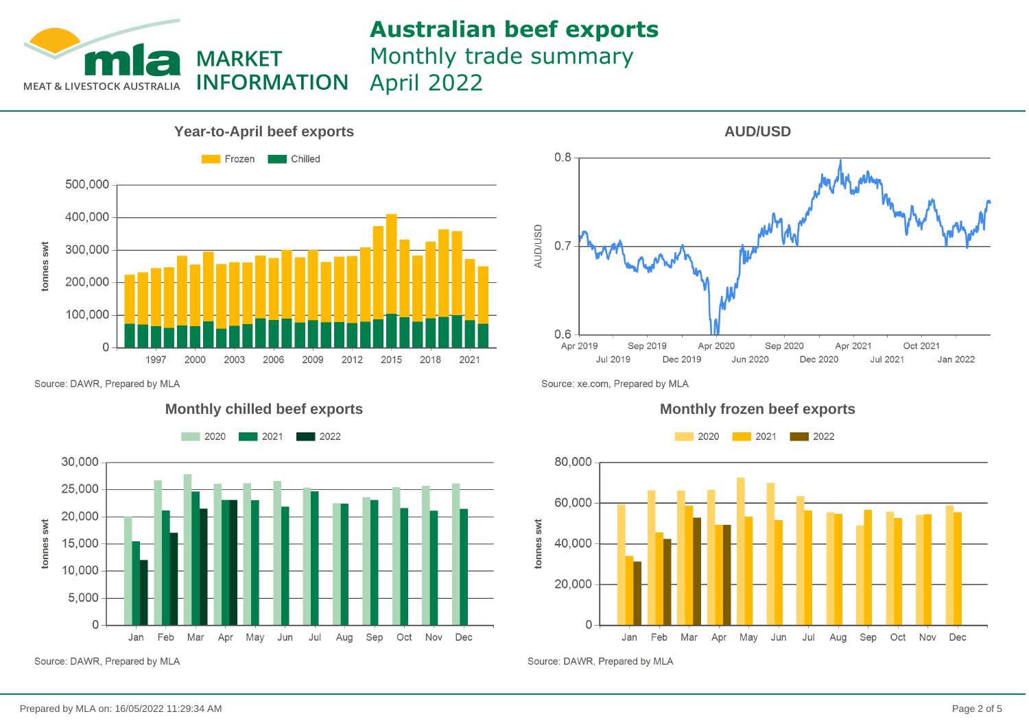# Australian beef exports

Monthly trade summary

April 2022

MLA MEAT & LIVESTOCK AUSTRALIA — MARKET INFORMATION

## Year-to-April beef exports

Frozen | Chilled

tonnes swt

0 · 100,000 · 200,000 · 300,000 · 400,000 · 500,000

1997 · 2000 · 2003 · 2006 · 2009 · 2012 · 2015 · 2018 · 2021

Source: DAWR, Prepared by MLA

## AUD/USD

AUD/USD

0.6 · 0.7 · 0.8

Apr 2019 · Jul 2019 · Sep 2019 · Dec 2019 · Apr 2020 · Jun 2020 · Sep 2020 · Dec 2020 · Apr 2021 · Jul 2021 · Oct 2021 · Jan 2022

Source: xe.com, Prepared by MLA

## Monthly chilled beef exports

2020 | 2021 | 2022

tonnes swt

0 · 5,000 · 10,000 · 15,000 · 20,000 · 25,000 · 30,000

Jan · Feb · Mar · Apr · May · Jun · Jul · Aug · Sep · Oct · Nov · Dec

Source: DAWR, Prepared by MLA

## Monthly frozen beef exports

2020 | 2021 | 2022

tonnes swt

0 · 20,000 · 40,000 · 60,000 · 80,000

Jan · Feb · Mar · Apr · May · Jun · Jul · Aug · Sep · Oct · Nov · Dec

Source: DAWR, Prepared by MLA

Prepared by MLA on: 16/05/2022 11:29:34 AM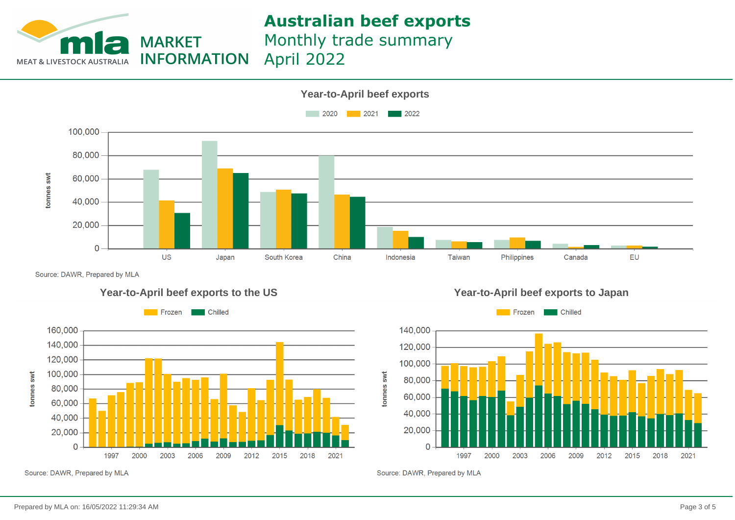# Australian beef exports

Monthly trade summary

April 2022

## Year-to-April beef exports

Legend: 2020, 2021, 2022

Y-axis: tonnes swt (0 – 100,000)

Categories: US, Japan, South Korea, China, Indonesia, Taiwan, Philippines, Canada, EU

Source: DAWR, Prepared by MLA

## Year-to-April beef exports to the US

Legend: Frozen, Chilled

Y-axis: tonnes swt (0 – 160,000)

X-axis: 1997, 2000, 2003, 2006, 2009, 2012, 2015, 2018, 2021

Source: DAWR, Prepared by MLA

## Year-to-April beef exports to Japan

Legend: Frozen, Chilled

Y-axis: tonnes swt (0 – 140,000)

X-axis: 1997, 2000, 2003, 2006, 2009, 2012, 2015, 2018, 2021

Source: DAWR, Prepared by MLA

Prepared by MLA on: 16/05/2022 11:29:34 AM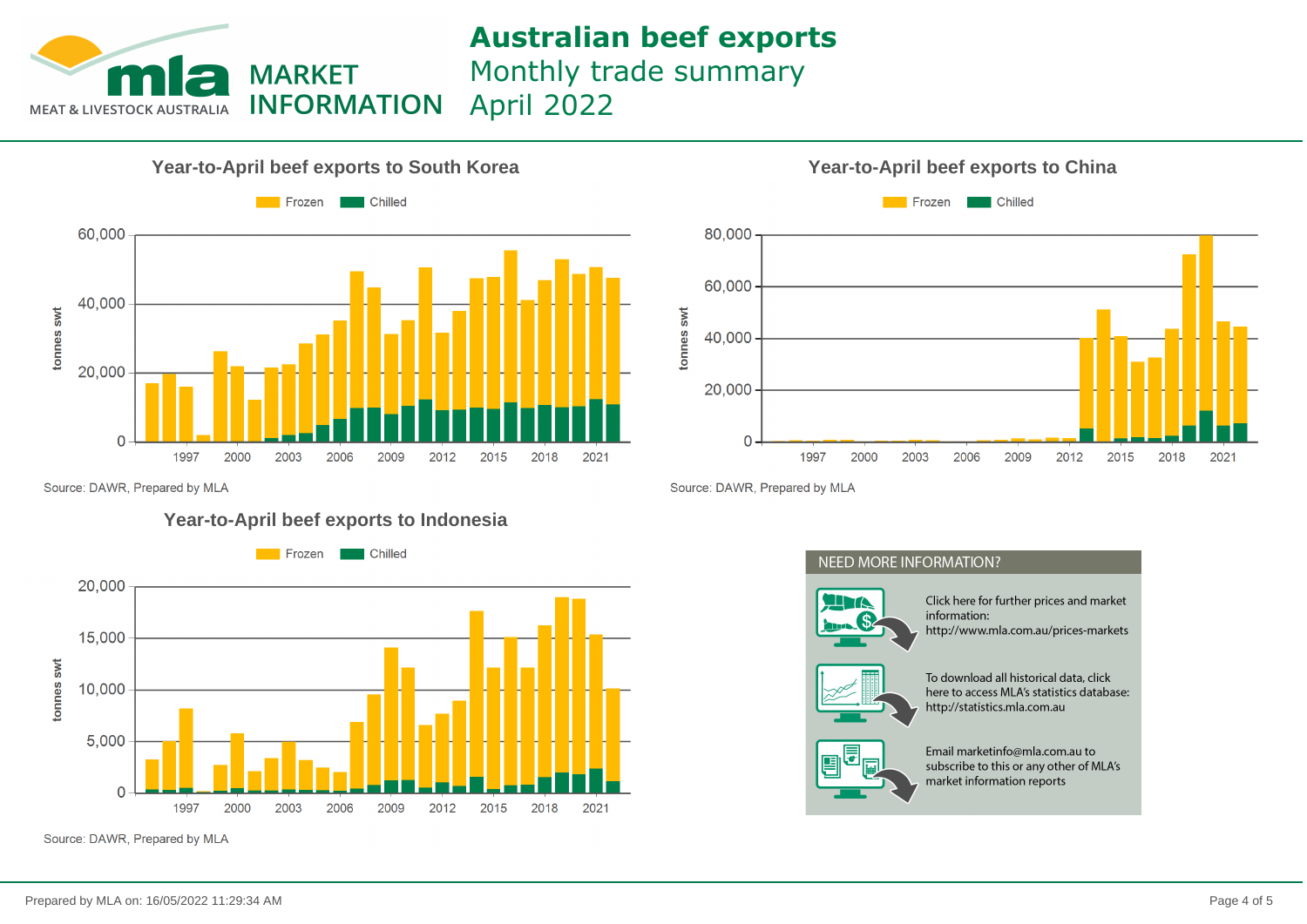# Australian beef exports
## Monthly trade summary
## April 2022

MEAT & LIVESTOCK AUSTRALIA — MARKET INFORMATION

### Year-to-April beef exports to South Korea

Frozen | Chilled

tonnes swt

Source: DAWR, Prepared by MLA

### Year-to-April beef exports to China

Frozen | Chilled

tonnes swt

Source: DAWR, Prepared by MLA

### Year-to-April beef exports to Indonesia

Frozen | Chilled

tonnes swt

Source: DAWR, Prepared by MLA

**NEED MORE INFORMATION?**

Click here for further prices and market information:
http://www.mla.com.au/prices-markets

To download all historical data, click here to access MLA's statistics database:
http://statistics.mla.com.au

Email marketinfo@mla.com.au to subscribe to this or any other of MLA's market information reports

Prepared by MLA on: 16/05/2022 11:29:34 AM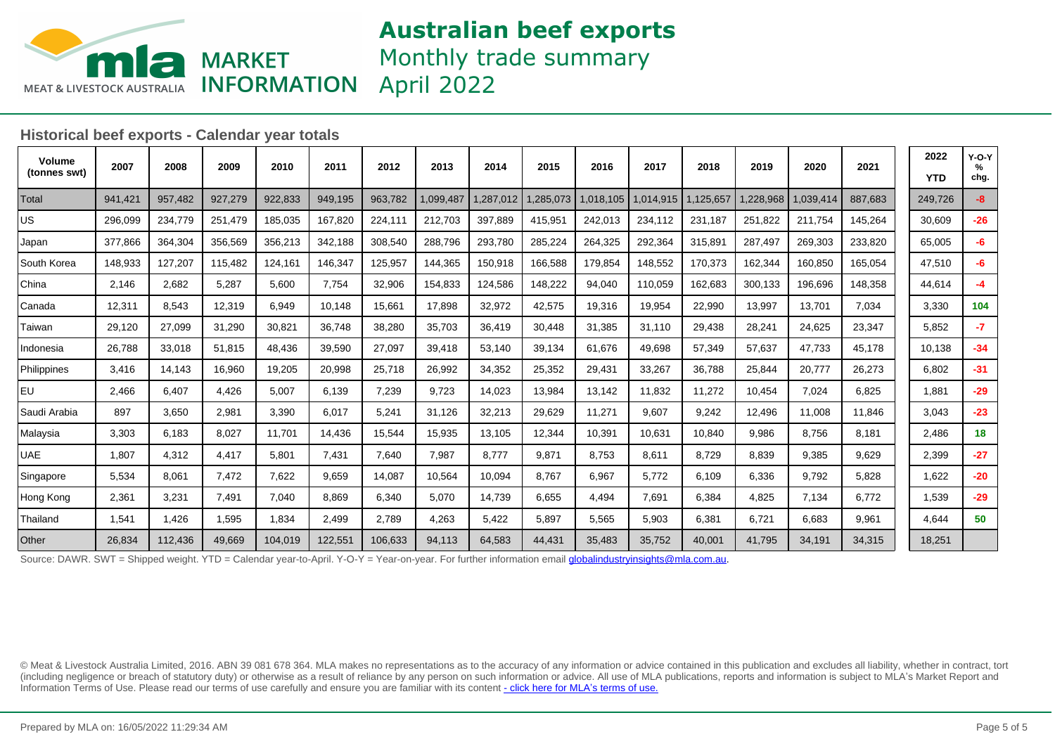# Australian beef exports

Monthly trade summary

April 2022

## Historical beef exports - Calendar year totals

| Volume (tonnes swt) | 2007 | 2008 | 2009 | 2010 | 2011 | 2012 | 2013 | 2014 | 2015 | 2016 | 2017 | 2018 | 2019 | 2020 | 2021 | 2022 YTD | Y-O-Y % chg. |
|---|---|---|---|---|---|---|---|---|---|---|---|---|---|---|---|---|---|
| Total | 941,421 | 957,482 | 927,279 | 922,833 | 949,195 | 963,782 | 1,099,487 | 1,287,012 | 1,285,073 | 1,018,105 | 1,014,915 | 1,125,657 | 1,228,968 | 1,039,414 | 887,683 | 249,726 | -8 |
| US | 296,099 | 234,779 | 251,479 | 185,035 | 167,820 | 224,111 | 212,703 | 397,889 | 415,951 | 242,013 | 234,112 | 231,187 | 251,822 | 211,754 | 145,264 | 30,609 | -26 |
| Japan | 377,866 | 364,304 | 356,569 | 356,213 | 342,188 | 308,540 | 288,796 | 293,780 | 285,224 | 264,325 | 292,364 | 315,891 | 287,497 | 269,303 | 233,820 | 65,005 | -6 |
| South Korea | 148,933 | 127,207 | 115,482 | 124,161 | 146,347 | 125,957 | 144,365 | 150,918 | 166,588 | 179,854 | 148,552 | 170,373 | 162,344 | 160,850 | 165,054 | 47,510 | -6 |
| China | 2,146 | 2,682 | 5,287 | 5,600 | 7,754 | 32,906 | 154,833 | 124,586 | 148,222 | 94,040 | 110,059 | 162,683 | 300,133 | 196,696 | 148,358 | 44,614 | -4 |
| Canada | 12,311 | 8,543 | 12,319 | 6,949 | 10,148 | 15,661 | 17,898 | 32,972 | 42,575 | 19,316 | 19,954 | 22,990 | 13,997 | 13,701 | 7,034 | 3,330 | 104 |
| Taiwan | 29,120 | 27,099 | 31,290 | 30,821 | 36,748 | 38,280 | 35,703 | 36,419 | 30,448 | 31,385 | 31,110 | 29,438 | 28,241 | 24,625 | 23,347 | 5,852 | -7 |
| Indonesia | 26,788 | 33,018 | 51,815 | 48,436 | 39,590 | 27,097 | 39,418 | 53,140 | 39,134 | 61,676 | 49,698 | 57,349 | 57,637 | 47,733 | 45,178 | 10,138 | -34 |
| Philippines | 3,416 | 14,143 | 16,960 | 19,205 | 20,998 | 25,718 | 26,992 | 34,352 | 25,352 | 29,431 | 33,267 | 36,788 | 25,844 | 20,777 | 26,273 | 6,802 | -31 |
| EU | 2,466 | 6,407 | 4,426 | 5,007 | 6,139 | 7,239 | 9,723 | 14,023 | 13,984 | 13,142 | 11,832 | 11,272 | 10,454 | 7,024 | 6,825 | 1,881 | -29 |
| Saudi Arabia | 897 | 3,650 | 2,981 | 3,390 | 6,017 | 5,241 | 31,126 | 32,213 | 29,629 | 11,271 | 9,607 | 9,242 | 12,496 | 11,008 | 11,846 | 3,043 | -23 |
| Malaysia | 3,303 | 6,183 | 8,027 | 11,701 | 14,436 | 15,544 | 15,935 | 13,105 | 12,344 | 10,391 | 10,631 | 10,840 | 9,986 | 8,756 | 8,181 | 2,486 | 18 |
| UAE | 1,807 | 4,312 | 4,417 | 5,801 | 7,431 | 7,640 | 7,987 | 8,777 | 9,871 | 8,753 | 8,611 | 8,729 | 8,839 | 9,385 | 9,629 | 2,399 | -27 |
| Singapore | 5,534 | 8,061 | 7,472 | 7,622 | 9,659 | 14,087 | 10,564 | 10,094 | 8,767 | 6,967 | 5,772 | 6,109 | 6,336 | 9,792 | 5,828 | 1,622 | -20 |
| Hong Kong | 2,361 | 3,231 | 7,491 | 7,040 | 8,869 | 6,340 | 5,070 | 14,739 | 6,655 | 4,494 | 7,691 | 6,384 | 4,825 | 7,134 | 6,772 | 1,539 | -29 |
| Thailand | 1,541 | 1,426 | 1,595 | 1,834 | 2,499 | 2,789 | 4,263 | 5,422 | 5,897 | 5,565 | 5,903 | 6,381 | 6,721 | 6,683 | 9,961 | 4,644 | 50 |
| Other | 26,834 | 112,436 | 49,669 | 104,019 | 122,551 | 106,633 | 94,113 | 64,583 | 44,431 | 35,483 | 35,752 | 40,001 | 41,795 | 34,191 | 34,315 | 18,251 | |

Source: DAWR. SWT = Shipped weight. YTD = Calendar year-to-April. Y-O-Y = Year-on-year. For further information email globalindustryinsights@mla.com.au.

© Meat & Livestock Australia Limited, 2016. ABN 39 081 678 364. MLA makes no representations as to the accuracy of any information or advice contained in this publication and excludes all liability, whether in contract, tort (including negligence or breach of statutory duty) or otherwise as a result of reliance by any person on such information or advice. All use of MLA publications, reports and information is subject to MLA's Market Report and Information Terms of Use. Please read our terms of use carefully and ensure you are familiar with its content - click here for MLA's terms of use.

Prepared by MLA on: 16/05/2022 11:29:34 AM